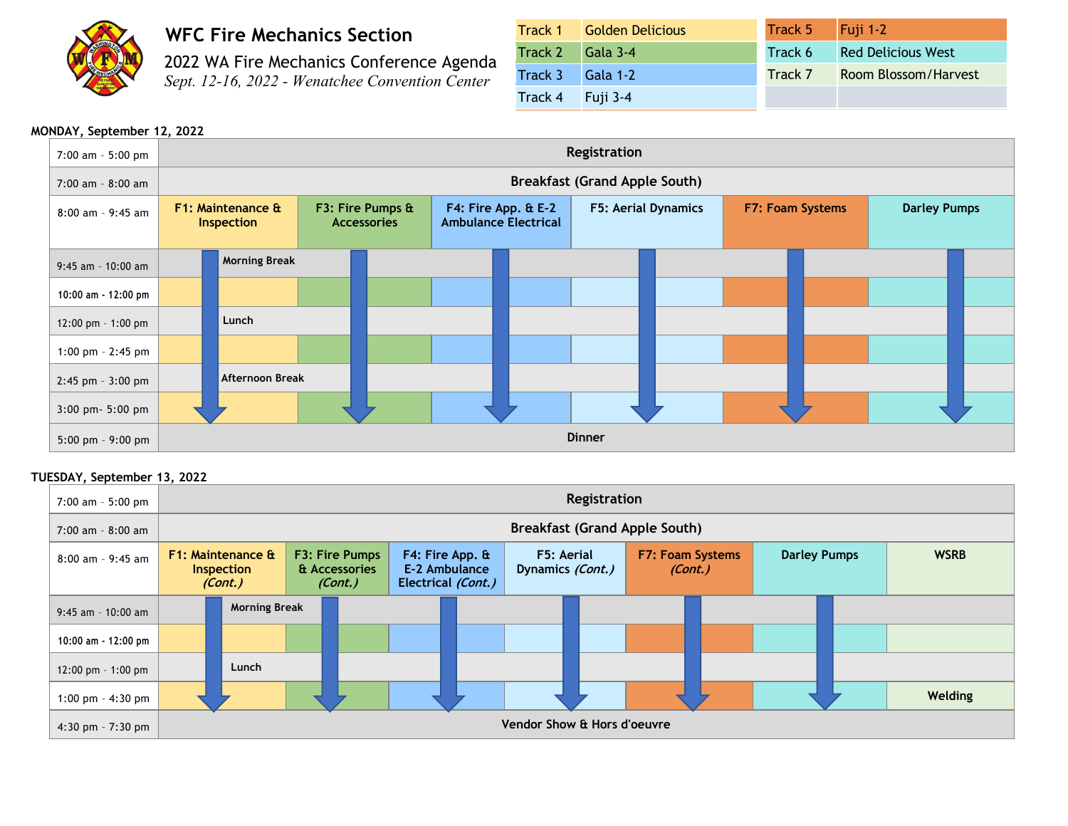# WFC Fire Mechanics Section

## 2022 WA Fire Mechanics Conference Agenda

*Sept. 12-16, 2022 - Wenatchee Convention Center*

| Track | Room |
|---|---|
| Track 1 | Golden Delicious |
| Track 2 | Gala 3-4 |
| Track 3 | Gala 1-2 |
| Track 4 | Fuji 3-4 |
| Track 5 | Fuji 1-2 |
| Track 6 | Red Delicious West |
| Track 7 | Room Blossom/Harvest |

**MONDAY, September 12, 2022**

| Time | | | | | | |
|---|---|---|---|---|---|---|
| 7:00 am - 5:00 pm | Registration | | | | | |
| 7:00 am - 8:00 am | Breakfast (Grand Apple South) | | | | | |
| 8:00 am - 9:45 am | F1: Maintenance & Inspection | F3: Fire Pumps & Accessories | F4: Fire App. & E-2 Ambulance Electrical | F5: Aerial Dynamics | F7: Foam Systems | Darley Pumps |
| 9:45 am - 10:00 am | Morning Break | | | | | |
| 10:00 am - 12:00 pm | ↓ | ↓ | ↓ | ↓ | ↓ | ↓ |
| 12:00 pm - 1:00 pm | Lunch | | | | | |
| 1:00 pm - 2:45 pm | ↓ | ↓ | ↓ | ↓ | ↓ | ↓ |
| 2:45 pm - 3:00 pm | Afternoon Break | | | | | |
| 3:00 pm- 5:00 pm | ↓ | ↓ | ↓ | ↓ | ↓ | ↓ |
| 5:00 pm - 9:00 pm | Dinner | | | | | |

**TUESDAY, September 13, 2022**

| Time | | | | | | | |
|---|---|---|---|---|---|---|---|
| 7:00 am - 5:00 pm | Registration | | | | | | |
| 7:00 am - 8:00 am | Breakfast (Grand Apple South) | | | | | | |
| 8:00 am - 9:45 am | F1: Maintenance & Inspection *(Cont.)* | F3: Fire Pumps & Accessories *(Cont.)* | F4: Fire App. & E-2 Ambulance Electrical *(Cont.)* | F5: Aerial Dynamics *(Cont.)* | F7: Foam Systems *(Cont.)* | Darley Pumps | WSRB |
| 9:45 am - 10:00 am | Morning Break | | | | | | |
| 10:00 am - 12:00 pm | ↓ | ↓ | ↓ | ↓ | ↓ | ↓ | |
| 12:00 pm - 1:00 pm | Lunch | | | | | | |
| 1:00 pm - 4:30 pm | ↓ | ↓ | ↓ | ↓ | ↓ | ↓ | Welding |
| 4:30 pm - 7:30 pm | Vendor Show & Hors d'oeuvre | | | | | | |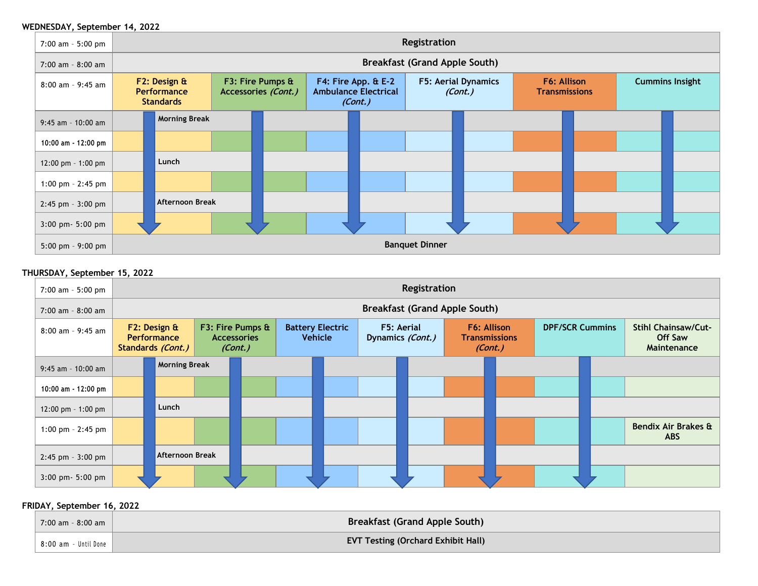**WEDNESDAY, September 14, 2022**

| | | | | | | |
|---|---|---|---|---|---|---|
| 7:00 am - 5:00 pm | Registration | | | | | |
| 7:00 am - 8:00 am | Breakfast (Grand Apple South) | | | | | |
| 8:00 am - 9:45 am | F2: Design & Performance Standards | F3: Fire Pumps & Accessories *(Cont.)* | F4: Fire App. & E-2 Ambulance Electrical *(Cont.)* | F5: Aerial Dynamics *(Cont.)* | F6: Allison Transmissions | Cummins Insight |
| 9:45 am - 10:00 am | Morning Break | | | | | |
| 10:00 am - 12:00 pm | | | | | | |
| 12:00 pm - 1:00 pm | Lunch | | | | | |
| 1:00 pm - 2:45 pm | | | | | | |
| 2:45 pm - 3:00 pm | Afternoon Break | | | | | |
| 3:00 pm- 5:00 pm | | | | | | |
| 5:00 pm - 9:00 pm | Banquet Dinner | | | | | |

**THURSDAY, September 15, 2022**

| | | | | | | | |
|---|---|---|---|---|---|---|---|
| 7:00 am - 5:00 pm | Registration | | | | | | |
| 7:00 am - 8:00 am | Breakfast (Grand Apple South) | | | | | | |
| 8:00 am - 9:45 am | F2: Design & Performance Standards *(Cont.)* | F3: Fire Pumps & Accessories *(Cont.)* | Battery Electric Vehicle | F5: Aerial Dynamics *(Cont.)* | F6: Allison Transmissions *(Cont.)* | DPF/SCR Cummins | Stihl Chainsaw/Cut-Off Saw Maintenance |
| 9:45 am - 10:00 am | Morning Break | | | | | | |
| 10:00 am - 12:00 pm | | | | | | | |
| 12:00 pm - 1:00 pm | Lunch | | | | | | |
| 1:00 pm - 2:45 pm | | | | | | | Bendix Air Brakes & ABS |
| 2:45 pm - 3:00 pm | Afternoon Break | | | | | | |
| 3:00 pm- 5:00 pm | | | | | | | |

**FRIDAY, September 16, 2022**

| | |
|---|---|
| 7:00 am - 8:00 am | Breakfast (Grand Apple South) |
| 8:00 am - Until Done | EVT Testing (Orchard Exhibit Hall) |